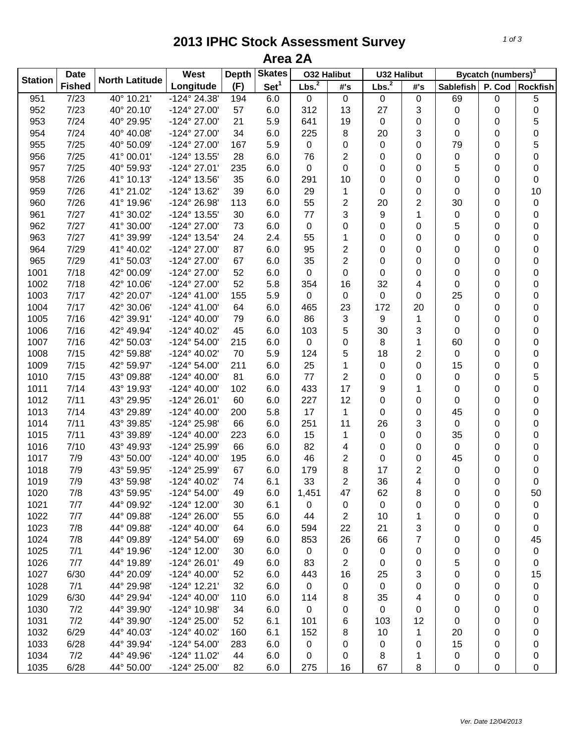# 2013 IPHC Stock Assessment Survey

## Area 2A

| Station | Date Fished | North Latitude | West Longitude | Depth (F) | Skates Set[1] | O32 Halibut | | U32 Halibut | | Bycatch (numbers)[3] | | |
|---|---|---|---|---|---|---|---|---|---|---|---|---|
| | | | | | | Lbs.[2] | #'s | Lbs.[2] | #'s | Sablefish | P. Cod | Rockfish |
| 951 | 7/23 | 40° 10.21' | -124° 24.38' | 194 | 6.0 | 0 | 0 | 0 | 0 | 69 | 0 | 5 |
| 952 | 7/23 | 40° 20.10' | -124° 27.00' | 57 | 6.0 | 312 | 13 | 27 | 3 | 0 | 0 | 0 |
| 953 | 7/24 | 40° 29.95' | -124° 27.00' | 21 | 5.9 | 641 | 19 | 0 | 0 | 0 | 0 | 5 |
| 954 | 7/24 | 40° 40.08' | -124° 27.00' | 34 | 6.0 | 225 | 8 | 20 | 3 | 0 | 0 | 0 |
| 955 | 7/25 | 40° 50.09' | -124° 27.00' | 167 | 5.9 | 0 | 0 | 0 | 0 | 79 | 0 | 5 |
| 956 | 7/25 | 41° 00.01' | -124° 13.55' | 28 | 6.0 | 76 | 2 | 0 | 0 | 0 | 0 | 0 |
| 957 | 7/25 | 40° 59.93' | -124° 27.01' | 235 | 6.0 | 0 | 0 | 0 | 0 | 5 | 0 | 0 |
| 958 | 7/26 | 41° 10.13' | -124° 13.56' | 35 | 6.0 | 291 | 10 | 0 | 0 | 0 | 0 | 0 |
| 959 | 7/26 | 41° 21.02' | -124° 13.62' | 39 | 6.0 | 29 | 1 | 0 | 0 | 0 | 0 | 10 |
| 960 | 7/26 | 41° 19.96' | -124° 26.98' | 113 | 6.0 | 55 | 2 | 20 | 2 | 30 | 0 | 0 |
| 961 | 7/27 | 41° 30.02' | -124° 13.55' | 30 | 6.0 | 77 | 3 | 9 | 1 | 0 | 0 | 0 |
| 962 | 7/27 | 41° 30.00' | -124° 27.00' | 73 | 6.0 | 0 | 0 | 0 | 0 | 5 | 0 | 0 |
| 963 | 7/27 | 41° 39.99' | -124° 13.54' | 24 | 2.4 | 55 | 1 | 0 | 0 | 0 | 0 | 0 |
| 964 | 7/29 | 41° 40.02' | -124° 27.00' | 87 | 6.0 | 95 | 2 | 0 | 0 | 0 | 0 | 0 |
| 965 | 7/29 | 41° 50.03' | -124° 27.00' | 67 | 6.0 | 35 | 2 | 0 | 0 | 0 | 0 | 0 |
| 1001 | 7/18 | 42° 00.09' | -124° 27.00' | 52 | 6.0 | 0 | 0 | 0 | 0 | 0 | 0 | 0 |
| 1002 | 7/18 | 42° 10.06' | -124° 27.00' | 52 | 5.8 | 354 | 16 | 32 | 4 | 0 | 0 | 0 |
| 1003 | 7/17 | 42° 20.07' | -124° 41.00' | 155 | 5.9 | 0 | 0 | 0 | 0 | 25 | 0 | 0 |
| 1004 | 7/17 | 42° 30.06' | -124° 41.00' | 64 | 6.0 | 465 | 23 | 172 | 20 | 0 | 0 | 0 |
| 1005 | 7/16 | 42° 39.91' | -124° 40.00' | 79 | 6.0 | 86 | 3 | 9 | 1 | 0 | 0 | 0 |
| 1006 | 7/16 | 42° 49.94' | -124° 40.02' | 45 | 6.0 | 103 | 5 | 30 | 3 | 0 | 0 | 0 |
| 1007 | 7/16 | 42° 50.03' | -124° 54.00' | 215 | 6.0 | 0 | 0 | 8 | 1 | 60 | 0 | 0 |
| 1008 | 7/15 | 42° 59.88' | -124° 40.02' | 70 | 5.9 | 124 | 5 | 18 | 2 | 0 | 0 | 0 |
| 1009 | 7/15 | 42° 59.97' | -124° 54.00' | 211 | 6.0 | 25 | 1 | 0 | 0 | 15 | 0 | 0 |
| 1010 | 7/15 | 43° 09.88' | -124° 40.00' | 81 | 6.0 | 77 | 2 | 0 | 0 | 0 | 0 | 5 |
| 1011 | 7/14 | 43° 19.93' | -124° 40.00' | 102 | 6.0 | 433 | 17 | 9 | 1 | 0 | 0 | 0 |
| 1012 | 7/11 | 43° 29.95' | -124° 26.01' | 60 | 6.0 | 227 | 12 | 0 | 0 | 0 | 0 | 0 |
| 1013 | 7/14 | 43° 29.89' | -124° 40.00' | 200 | 5.8 | 17 | 1 | 0 | 0 | 45 | 0 | 0 |
| 1014 | 7/11 | 43° 39.85' | -124° 25.98' | 66 | 6.0 | 251 | 11 | 26 | 3 | 0 | 0 | 0 |
| 1015 | 7/11 | 43° 39.89' | -124° 40.00' | 223 | 6.0 | 15 | 1 | 0 | 0 | 35 | 0 | 0 |
| 1016 | 7/10 | 43° 49.93' | -124° 25.99' | 66 | 6.0 | 82 | 4 | 0 | 0 | 0 | 0 | 0 |
| 1017 | 7/9 | 43° 50.00' | -124° 40.00' | 195 | 6.0 | 46 | 2 | 0 | 0 | 45 | 0 | 0 |
| 1018 | 7/9 | 43° 59.95' | -124° 25.99' | 67 | 6.0 | 179 | 8 | 17 | 2 | 0 | 0 | 0 |
| 1019 | 7/9 | 43° 59.98' | -124° 40.02' | 74 | 6.1 | 33 | 2 | 36 | 4 | 0 | 0 | 0 |
| 1020 | 7/8 | 43° 59.95' | -124° 54.00' | 49 | 6.0 | 1,451 | 47 | 62 | 8 | 0 | 0 | 50 |
| 1021 | 7/7 | 44° 09.92' | -124° 12.00' | 30 | 6.1 | 0 | 0 | 0 | 0 | 0 | 0 | 0 |
| 1022 | 7/7 | 44° 09.88' | -124° 26.00' | 55 | 6.0 | 44 | 2 | 10 | 1 | 0 | 0 | 0 |
| 1023 | 7/8 | 44° 09.88' | -124° 40.00' | 64 | 6.0 | 594 | 22 | 21 | 3 | 0 | 0 | 0 |
| 1024 | 7/8 | 44° 09.89' | -124° 54.00' | 69 | 6.0 | 853 | 26 | 66 | 7 | 0 | 0 | 45 |
| 1025 | 7/1 | 44° 19.96' | -124° 12.00' | 30 | 6.0 | 0 | 0 | 0 | 0 | 0 | 0 | 0 |
| 1026 | 7/7 | 44° 19.89' | -124° 26.01' | 49 | 6.0 | 83 | 2 | 0 | 0 | 5 | 0 | 0 |
| 1027 | 6/30 | 44° 20.09' | -124° 40.00' | 52 | 6.0 | 443 | 16 | 25 | 3 | 0 | 0 | 15 |
| 1028 | 7/1 | 44° 29.98' | -124° 12.21' | 32 | 6.0 | 0 | 0 | 0 | 0 | 0 | 0 | 0 |
| 1029 | 6/30 | 44° 29.94' | -124° 40.00' | 110 | 6.0 | 114 | 8 | 35 | 4 | 0 | 0 | 0 |
| 1030 | 7/2 | 44° 39.90' | -124° 10.98' | 34 | 6.0 | 0 | 0 | 0 | 0 | 0 | 0 | 0 |
| 1031 | 7/2 | 44° 39.90' | -124° 25.00' | 52 | 6.1 | 101 | 6 | 103 | 12 | 0 | 0 | 0 |
| 1032 | 6/29 | 44° 40.03' | -124° 40.02' | 160 | 6.1 | 152 | 8 | 10 | 1 | 20 | 0 | 0 |
| 1033 | 6/28 | 44° 39.94' | -124° 54.00' | 283 | 6.0 | 0 | 0 | 0 | 0 | 15 | 0 | 0 |
| 1034 | 7/2 | 44° 49.96' | -124° 11.02' | 44 | 6.0 | 0 | 0 | 8 | 1 | 0 | 0 | 0 |
| 1035 | 6/28 | 44° 50.00' | -124° 25.00' | 82 | 6.0 | 275 | 16 | 67 | 8 | 0 | 0 | 0 |

*Ver. Date 12/04/2013*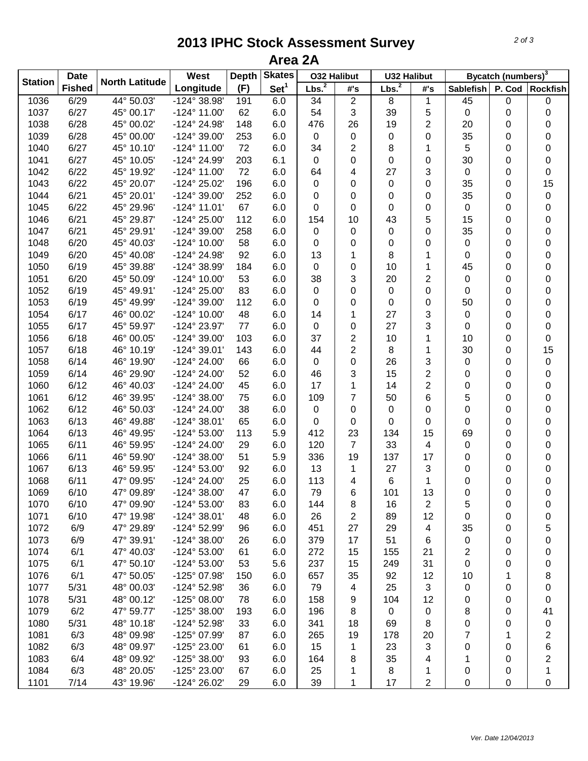# 2013 IPHC Stock Assessment Survey

## Area 2A

| Station | Date Fished | North Latitude | West Longitude | Depth (F) | Skates Set[1] | O32 Halibut | | U32 Halibut | | Bycatch (numbers)[3] | | |
|---|---|---|---|---|---|---|---|---|---|---|---|---|
| | | | | | | Lbs.[2] | #'s | Lbs.[2] | #'s | Sablefish | P. Cod | Rockfish |
| 1036 | 6/29 | 44° 50.03' | -124° 38.98' | 191 | 6.0 | 34 | 2 | 8 | 1 | 45 | 0 | 0 |
| 1037 | 6/27 | 45° 00.17' | -124° 11.00' | 62 | 6.0 | 54 | 3 | 39 | 5 | 0 | 0 | 0 |
| 1038 | 6/28 | 45° 00.02' | -124° 24.98' | 148 | 6.0 | 476 | 26 | 19 | 2 | 20 | 0 | 0 |
| 1039 | 6/28 | 45° 00.00' | -124° 39.00' | 253 | 6.0 | 0 | 0 | 0 | 0 | 35 | 0 | 0 |
| 1040 | 6/27 | 45° 10.10' | -124° 11.00' | 72 | 6.0 | 34 | 2 | 8 | 1 | 5 | 0 | 0 |
| 1041 | 6/27 | 45° 10.05' | -124° 24.99' | 203 | 6.1 | 0 | 0 | 0 | 0 | 30 | 0 | 0 |
| 1042 | 6/22 | 45° 19.92' | -124° 11.00' | 72 | 6.0 | 64 | 4 | 27 | 3 | 0 | 0 | 0 |
| 1043 | 6/22 | 45° 20.07' | -124° 25.02' | 196 | 6.0 | 0 | 0 | 0 | 0 | 35 | 0 | 15 |
| 1044 | 6/21 | 45° 20.01' | -124° 39.00' | 252 | 6.0 | 0 | 0 | 0 | 0 | 35 | 0 | 0 |
| 1045 | 6/22 | 45° 29.96' | -124° 11.01' | 67 | 6.0 | 0 | 0 | 0 | 0 | 0 | 0 | 0 |
| 1046 | 6/21 | 45° 29.87' | -124° 25.00' | 112 | 6.0 | 154 | 10 | 43 | 5 | 15 | 0 | 0 |
| 1047 | 6/21 | 45° 29.91' | -124° 39.00' | 258 | 6.0 | 0 | 0 | 0 | 0 | 35 | 0 | 0 |
| 1048 | 6/20 | 45° 40.03' | -124° 10.00' | 58 | 6.0 | 0 | 0 | 0 | 0 | 0 | 0 | 0 |
| 1049 | 6/20 | 45° 40.08' | -124° 24.98' | 92 | 6.0 | 13 | 1 | 8 | 1 | 0 | 0 | 0 |
| 1050 | 6/19 | 45° 39.88' | -124° 38.99' | 184 | 6.0 | 0 | 0 | 10 | 1 | 45 | 0 | 0 |
| 1051 | 6/20 | 45° 50.09' | -124° 10.00' | 53 | 6.0 | 38 | 3 | 20 | 2 | 0 | 0 | 0 |
| 1052 | 6/19 | 45° 49.91' | -124° 25.00' | 83 | 6.0 | 0 | 0 | 0 | 0 | 0 | 0 | 0 |
| 1053 | 6/19 | 45° 49.99' | -124° 39.00' | 112 | 6.0 | 0 | 0 | 0 | 0 | 50 | 0 | 0 |
| 1054 | 6/17 | 46° 00.02' | -124° 10.00' | 48 | 6.0 | 14 | 1 | 27 | 3 | 0 | 0 | 0 |
| 1055 | 6/17 | 45° 59.97' | -124° 23.97' | 77 | 6.0 | 0 | 0 | 27 | 3 | 0 | 0 | 0 |
| 1056 | 6/18 | 46° 00.05' | -124° 39.00' | 103 | 6.0 | 37 | 2 | 10 | 1 | 10 | 0 | 0 |
| 1057 | 6/18 | 46° 10.19' | -124° 39.01' | 143 | 6.0 | 44 | 2 | 8 | 1 | 30 | 0 | 15 |
| 1058 | 6/14 | 46° 19.90' | -124° 24.00' | 66 | 6.0 | 0 | 0 | 26 | 3 | 0 | 0 | 0 |
| 1059 | 6/14 | 46° 29.90' | -124° 24.00' | 52 | 6.0 | 46 | 3 | 15 | 2 | 0 | 0 | 0 |
| 1060 | 6/12 | 46° 40.03' | -124° 24.00' | 45 | 6.0 | 17 | 1 | 14 | 2 | 0 | 0 | 0 |
| 1061 | 6/12 | 46° 39.95' | -124° 38.00' | 75 | 6.0 | 109 | 7 | 50 | 6 | 5 | 0 | 0 |
| 1062 | 6/12 | 46° 50.03' | -124° 24.00' | 38 | 6.0 | 0 | 0 | 0 | 0 | 0 | 0 | 0 |
| 1063 | 6/13 | 46° 49.88' | -124° 38.01' | 65 | 6.0 | 0 | 0 | 0 | 0 | 0 | 0 | 0 |
| 1064 | 6/13 | 46° 49.95' | -124° 53.00' | 113 | 5.9 | 412 | 23 | 134 | 15 | 69 | 0 | 0 |
| 1065 | 6/11 | 46° 59.95' | -124° 24.00' | 29 | 6.0 | 120 | 7 | 33 | 4 | 0 | 0 | 0 |
| 1066 | 6/11 | 46° 59.90' | -124° 38.00' | 51 | 5.9 | 336 | 19 | 137 | 17 | 0 | 0 | 0 |
| 1067 | 6/13 | 46° 59.95' | -124° 53.00' | 92 | 6.0 | 13 | 1 | 27 | 3 | 0 | 0 | 0 |
| 1068 | 6/11 | 47° 09.95' | -124° 24.00' | 25 | 6.0 | 113 | 4 | 6 | 1 | 0 | 0 | 0 |
| 1069 | 6/10 | 47° 09.89' | -124° 38.00' | 47 | 6.0 | 79 | 6 | 101 | 13 | 0 | 0 | 0 |
| 1070 | 6/10 | 47° 09.90' | -124° 53.00' | 83 | 6.0 | 144 | 8 | 16 | 2 | 5 | 0 | 0 |
| 1071 | 6/10 | 47° 19.98' | -124° 38.01' | 48 | 6.0 | 26 | 2 | 89 | 12 | 0 | 0 | 0 |
| 1072 | 6/9 | 47° 29.89' | -124° 52.99' | 96 | 6.0 | 451 | 27 | 29 | 4 | 35 | 0 | 5 |
| 1073 | 6/9 | 47° 39.91' | -124° 38.00' | 26 | 6.0 | 379 | 17 | 51 | 6 | 0 | 0 | 0 |
| 1074 | 6/1 | 47° 40.03' | -124° 53.00' | 61 | 6.0 | 272 | 15 | 155 | 21 | 2 | 0 | 0 |
| 1075 | 6/1 | 47° 50.10' | -124° 53.00' | 53 | 5.6 | 237 | 15 | 249 | 31 | 0 | 0 | 0 |
| 1076 | 6/1 | 47° 50.05' | -125° 07.98' | 150 | 6.0 | 657 | 35 | 92 | 12 | 10 | 1 | 8 |
| 1077 | 5/31 | 48° 00.03' | -124° 52.98' | 36 | 6.0 | 79 | 4 | 25 | 3 | 0 | 0 | 0 |
| 1078 | 5/31 | 48° 00.12' | -125° 08.00' | 78 | 6.0 | 158 | 9 | 104 | 12 | 0 | 0 | 0 |
| 1079 | 6/2 | 47° 59.77' | -125° 38.00' | 193 | 6.0 | 196 | 8 | 0 | 0 | 8 | 0 | 41 |
| 1080 | 5/31 | 48° 10.18' | -124° 52.98' | 33 | 6.0 | 341 | 18 | 69 | 8 | 0 | 0 | 0 |
| 1081 | 6/3 | 48° 09.98' | -125° 07.99' | 87 | 6.0 | 265 | 19 | 178 | 20 | 7 | 1 | 2 |
| 1082 | 6/3 | 48° 09.97' | -125° 23.00' | 61 | 6.0 | 15 | 1 | 23 | 3 | 0 | 0 | 6 |
| 1083 | 6/4 | 48° 09.92' | -125° 38.00' | 93 | 6.0 | 164 | 8 | 35 | 4 | 1 | 0 | 2 |
| 1084 | 6/3 | 48° 20.05' | -125° 23.00' | 67 | 6.0 | 25 | 1 | 8 | 1 | 0 | 0 | 1 |
| 1101 | 7/14 | 43° 19.96' | -124° 26.02' | 29 | 6.0 | 39 | 1 | 17 | 2 | 0 | 0 | 0 |

*Ver. Date 12/04/2013*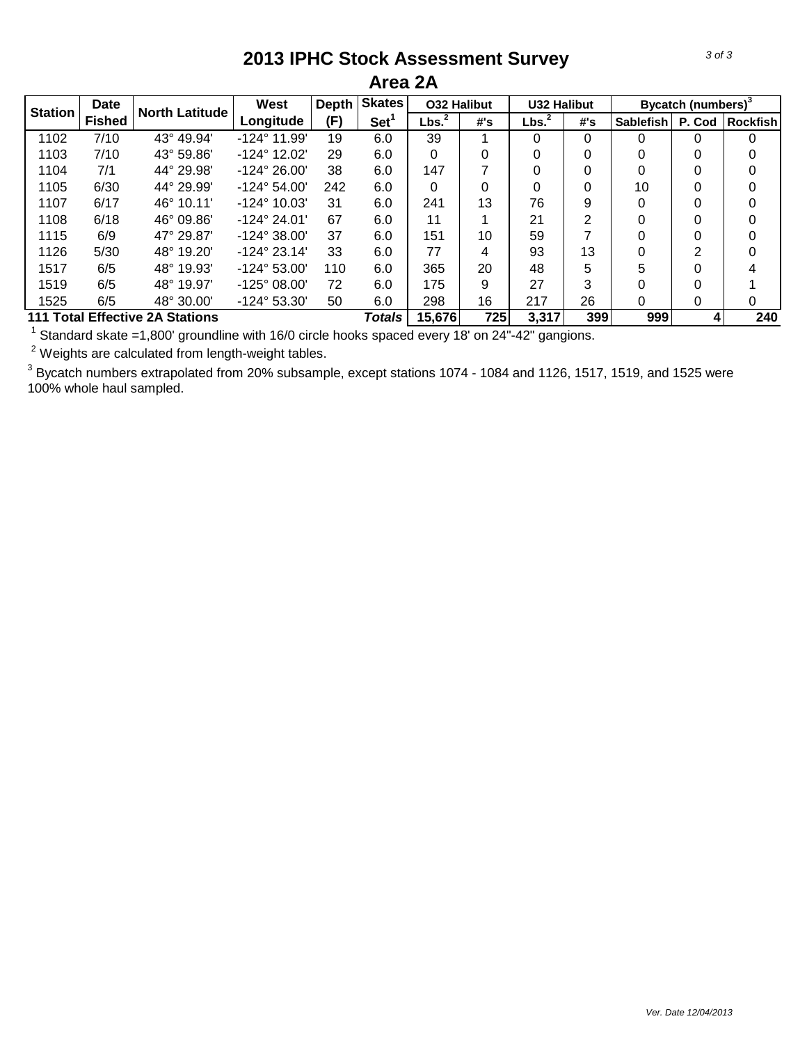# 2013 IPHC Stock Assessment Survey

## Area 2A

| Station | Date Fished | North Latitude | West Longitude | Depth (F) | Skates Set[1] | O32 Halibut | | U32 Halibut | | Bycatch (numbers)[3] | | |
|---|---|---|---|---|---|---|---|---|---|---|---|---|
| | | | | | | Lbs.[2] | #'s | Lbs.[2] | #'s | Sablefish | P. Cod | Rockfish |
| 1102 | 7/10 | 43° 49.94' | -124° 11.99' | 19 | 6.0 | 39 | 1 | 0 | 0 | 0 | 0 | 0 |
| 1103 | 7/10 | 43° 59.86' | -124° 12.02' | 29 | 6.0 | 0 | 0 | 0 | 0 | 0 | 0 | 0 |
| 1104 | 7/1 | 44° 29.98' | -124° 26.00' | 38 | 6.0 | 147 | 7 | 0 | 0 | 0 | 0 | 0 |
| 1105 | 6/30 | 44° 29.99' | -124° 54.00' | 242 | 6.0 | 0 | 0 | 0 | 0 | 10 | 0 | 0 |
| 1107 | 6/17 | 46° 10.11' | -124° 10.03' | 31 | 6.0 | 241 | 13 | 76 | 9 | 0 | 0 | 0 |
| 1108 | 6/18 | 46° 09.86' | -124° 24.01' | 67 | 6.0 | 11 | 1 | 21 | 2 | 0 | 0 | 0 |
| 1115 | 6/9 | 47° 29.87' | -124° 38.00' | 37 | 6.0 | 151 | 10 | 59 | 7 | 0 | 0 | 0 |
| 1126 | 5/30 | 48° 19.20' | -124° 23.14' | 33 | 6.0 | 77 | 4 | 93 | 13 | 0 | 2 | 0 |
| 1517 | 6/5 | 48° 19.93' | -124° 53.00' | 110 | 6.0 | 365 | 20 | 48 | 5 | 5 | 0 | 4 |
| 1519 | 6/5 | 48° 19.97' | -125° 08.00' | 72 | 6.0 | 175 | 9 | 27 | 3 | 0 | 0 | 1 |
| 1525 | 6/5 | 48° 30.00' | -124° 53.30' | 50 | 6.0 | 298 | 16 | 217 | 26 | 0 | 0 | 0 |
| **111 Total Effective 2A Stations** | | | | | ***Totals*** | **15,676** | **725** | **3,317** | **399** | **999** | **4** | **240** |

[1] Standard skate =1,800' groundline with 16/0 circle hooks spaced every 18' on 24"-42" gangions.

[2] Weights are calculated from length-weight tables.

[3] Bycatch numbers extrapolated from 20% subsample, except stations 1074 - 1084 and 1126, 1517, 1519, and 1525 were 100% whole haul sampled.

*Ver. Date 12/04/2013*